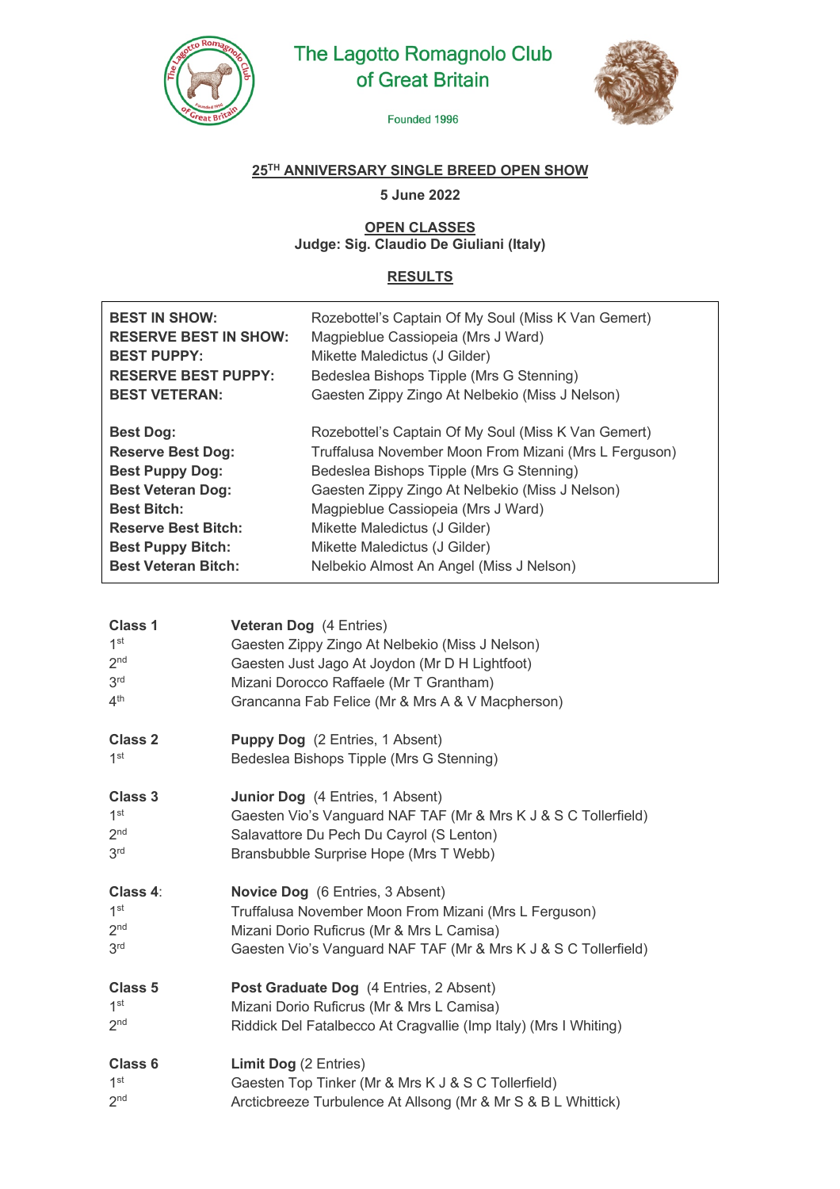# The Lagotto Romagnolo Club of Great Britain

Founded 1996

## 25TH ANNIVERSARY SINGLE BREED OPEN SHOW

**5 June 2022**

**OPEN CLASSES**
**Judge: Sig. Claudio De Giuliani (Italy)**

**RESULTS**

| | |
|---|---|
| **BEST IN SHOW:** | Rozebottel's Captain Of My Soul (Miss K Van Gemert) |
| **RESERVE BEST IN SHOW:** | Magpieblue Cassiopeia (Mrs J Ward) |
| **BEST PUPPY:** | Mikette Maledictus (J Gilder) |
| **RESERVE BEST PUPPY:** | Bedeslea Bishops Tipple (Mrs G Stenning) |
| **BEST VETERAN:** | Gaesten Zippy Zingo At Nelbekio (Miss J Nelson) |
| | |
| **Best Dog:** | Rozebottel's Captain Of My Soul (Miss K Van Gemert) |
| **Reserve Best Dog:** | Truffalusa November Moon From Mizani (Mrs L Ferguson) |
| **Best Puppy Dog:** | Bedeslea Bishops Tipple (Mrs G Stenning) |
| **Best Veteran Dog:** | Gaesten Zippy Zingo At Nelbekio (Miss J Nelson) |
| **Best Bitch:** | Magpieblue Cassiopeia (Mrs J Ward) |
| **Reserve Best Bitch:** | Mikette Maledictus (J Gilder) |
| **Best Puppy Bitch:** | Mikette Maledictus (J Gilder) |
| **Best Veteran Bitch:** | Nelbekio Almost An Angel (Miss J Nelson) |

**Class 1** — **Veteran Dog** (4 Entries)

1st Gaesten Zippy Zingo At Nelbekio (Miss J Nelson)
2nd Gaesten Just Jago At Joydon (Mr D H Lightfoot)
3rd Mizani Dorocco Raffaele (Mr T Grantham)
4th Grancanna Fab Felice (Mr & Mrs A & V Macpherson)

**Class 2** — **Puppy Dog** (2 Entries, 1 Absent)

1st Bedeslea Bishops Tipple (Mrs G Stenning)

**Class 3** — **Junior Dog** (4 Entries, 1 Absent)

1st Gaesten Vio's Vanguard NAF TAF (Mr & Mrs K J & S C Tollerfield)
2nd Salavattore Du Pech Du Cayrol (S Lenton)
3rd Bransbubble Surprise Hope (Mrs T Webb)

**Class 4:** — **Novice Dog** (6 Entries, 3 Absent)

1st Truffalusa November Moon From Mizani (Mrs L Ferguson)
2nd Mizani Dorio Ruficrus (Mr & Mrs L Camisa)
3rd Gaesten Vio's Vanguard NAF TAF (Mr & Mrs K J & S C Tollerfield)

**Class 5** — **Post Graduate Dog** (4 Entries, 2 Absent)

1st Mizani Dorio Ruficrus (Mr & Mrs L Camisa)
2nd Riddick Del Fatalbecco At Cragvallie (Imp Italy) (Mrs I Whiting)

**Class 6** — **Limit Dog** (2 Entries)

1st Gaesten Top Tinker (Mr & Mrs K J & S C Tollerfield)
2nd Arcticbreeze Turbulence At Allsong (Mr & Mr S & B L Whittick)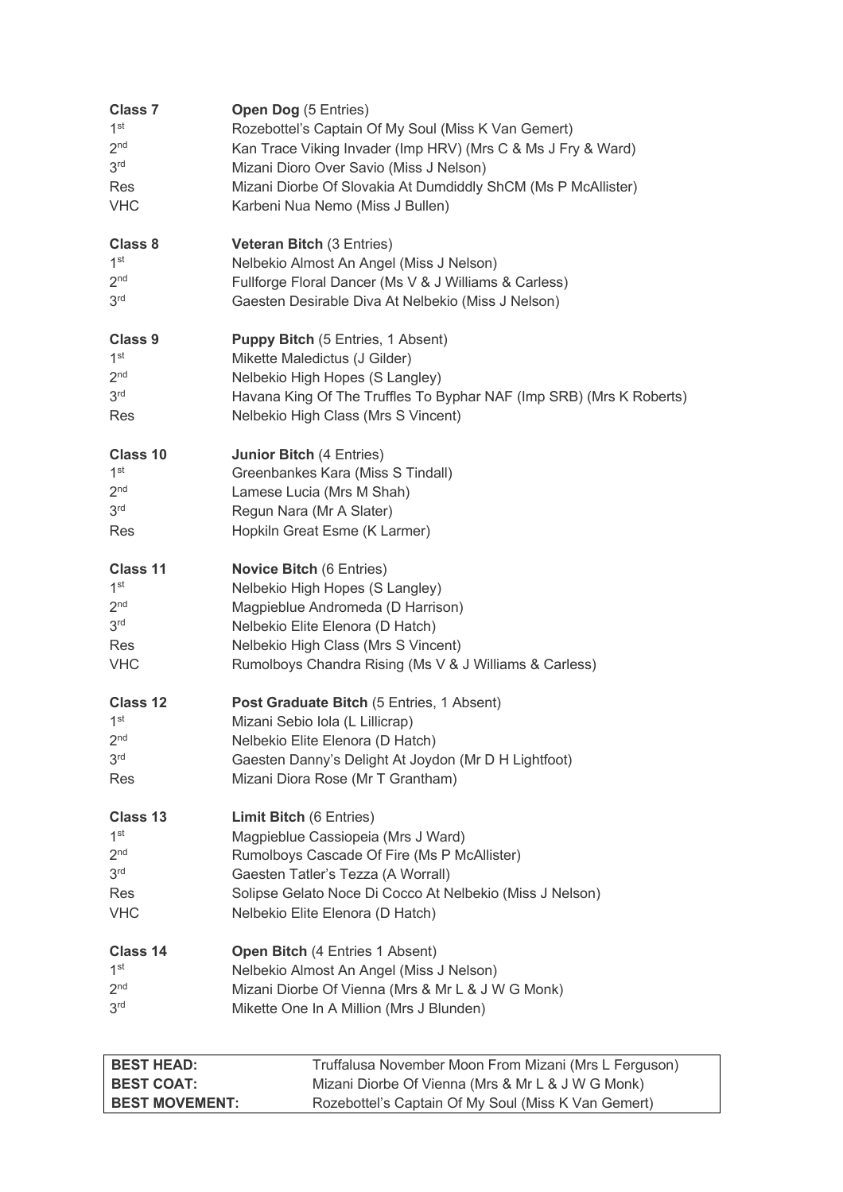**Class 7** **Open Dog** (5 Entries)

| | |
|---|---|
| 1st | Rozebottel's Captain Of My Soul (Miss K Van Gemert) |
| 2nd | Kan Trace Viking Invader (Imp HRV) (Mrs C & Ms J Fry & Ward) |
| 3rd | Mizani Dioro Over Savio (Miss J Nelson) |
| Res | Mizani Diorbe Of Slovakia At Dumdiddly ShCM (Ms P McAllister) |
| VHC | Karbeni Nua Nemo (Miss J Bullen) |

**Class 8** **Veteran Bitch** (3 Entries)

| | |
|---|---|
| 1st | Nelbekio Almost An Angel (Miss J Nelson) |
| 2nd | Fullforge Floral Dancer (Ms V & J Williams & Carless) |
| 3rd | Gaesten Desirable Diva At Nelbekio (Miss J Nelson) |

**Class 9** **Puppy Bitch** (5 Entries, 1 Absent)

| | |
|---|---|
| 1st | Mikette Maledictus (J Gilder) |
| 2nd | Nelbekio High Hopes (S Langley) |
| 3rd | Havana King Of The Truffles To Byphar NAF (Imp SRB) (Mrs K Roberts) |
| Res | Nelbekio High Class (Mrs S Vincent) |

**Class 10** **Junior Bitch** (4 Entries)

| | |
|---|---|
| 1st | Greenbankes Kara (Miss S Tindall) |
| 2nd | Lamese Lucia (Mrs M Shah) |
| 3rd | Regun Nara (Mr A Slater) |
| Res | Hopkiln Great Esme (K Larmer) |

**Class 11** **Novice Bitch** (6 Entries)

| | |
|---|---|
| 1st | Nelbekio High Hopes (S Langley) |
| 2nd | Magpieblue Andromeda (D Harrison) |
| 3rd | Nelbekio Elite Elenora (D Hatch) |
| Res | Nelbekio High Class (Mrs S Vincent) |
| VHC | Rumolboys Chandra Rising (Ms V & J Williams & Carless) |

**Class 12** **Post Graduate Bitch** (5 Entries, 1 Absent)

| | |
|---|---|
| 1st | Mizani Sebio Iola (L Lillicrap) |
| 2nd | Nelbekio Elite Elenora (D Hatch) |
| 3rd | Gaesten Danny's Delight At Joydon (Mr D H Lightfoot) |
| Res | Mizani Diora Rose (Mr T Grantham) |

**Class 13** **Limit Bitch** (6 Entries)

| | |
|---|---|
| 1st | Magpieblue Cassiopeia (Mrs J Ward) |
| 2nd | Rumolboys Cascade Of Fire (Ms P McAllister) |
| 3rd | Gaesten Tatler's Tezza (A Worrall) |
| Res | Solipse Gelato Noce Di Cocco At Nelbekio (Miss J Nelson) |
| VHC | Nelbekio Elite Elenora (D Hatch) |

**Class 14** **Open Bitch** (4 Entries 1 Absent)

| | |
|---|---|
| 1st | Nelbekio Almost An Angel (Miss J Nelson) |
| 2nd | Mizani Diorbe Of Vienna (Mrs & Mr L & J W G Monk) |
| 3rd | Mikette One In A Million (Mrs J Blunden) |

| | |
|---|---|
| **BEST HEAD:** | Truffalusa November Moon From Mizani (Mrs L Ferguson) |
| **BEST COAT:** | Mizani Diorbe Of Vienna (Mrs & Mr L & J W G Monk) |
| **BEST MOVEMENT:** | Rozebottel's Captain Of My Soul (Miss K Van Gemert) |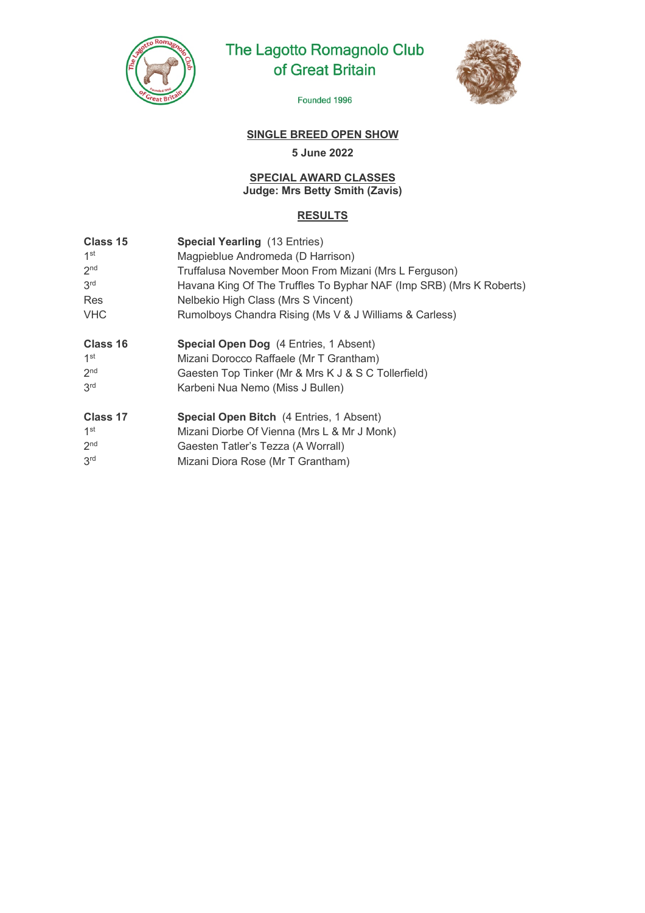# The Lagotto Romagnolo Club of Great Britain

Founded 1996

**SINGLE BREED OPEN SHOW**

**5 June 2022**

**SPECIAL AWARD CLASSES**

**Judge: Mrs Betty Smith (Zavis)**

**RESULTS**

| | |
|---|---|
| **Class 15** | **Special Yearling** (13 Entries) |
| 1st | Magpieblue Andromeda (D Harrison) |
| 2nd | Truffalusa November Moon From Mizani (Mrs L Ferguson) |
| 3rd | Havana King Of The Truffles To Byphar NAF (Imp SRB) (Mrs K Roberts) |
| Res | Nelbekio High Class (Mrs S Vincent) |
| VHC | Rumolboys Chandra Rising (Ms V & J Williams & Carless) |

| | |
|---|---|
| **Class 16** | **Special Open Dog** (4 Entries, 1 Absent) |
| 1st | Mizani Dorocco Raffaele (Mr T Grantham) |
| 2nd | Gaesten Top Tinker (Mr & Mrs K J & S C Tollerfield) |
| 3rd | Karbeni Nua Nemo (Miss J Bullen) |

| | |
|---|---|
| **Class 17** | **Special Open Bitch** (4 Entries, 1 Absent) |
| 1st | Mizani Diorbe Of Vienna (Mrs L & Mr J Monk) |
| 2nd | Gaesten Tatler's Tezza (A Worrall) |
| 3rd | Mizani Diora Rose (Mr T Grantham) |